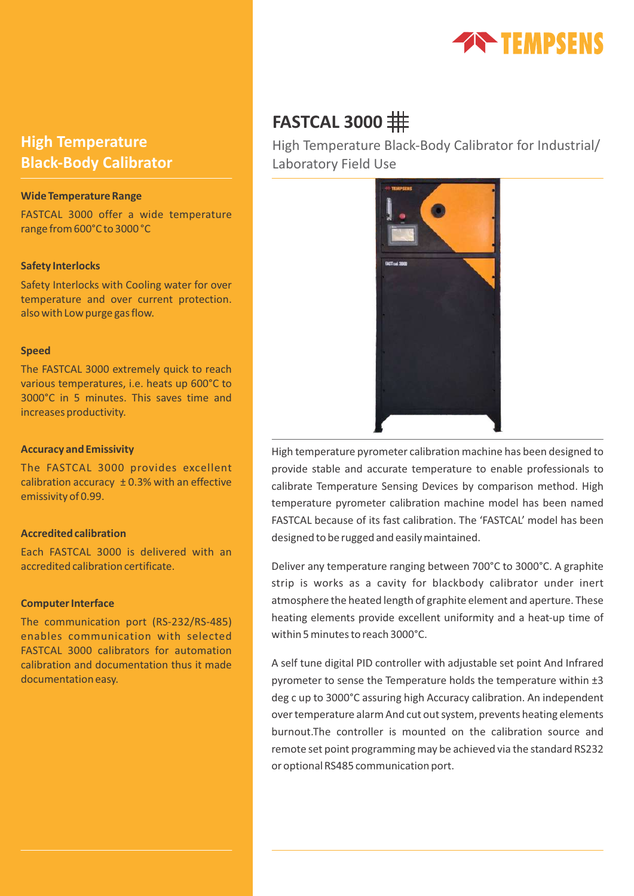# FASTCAL 3000

High Temperature Black-Body Calibrator for Industrial/ Laboratory Field Use

High temperature pyrometer calibration machine has been designed to provide stable and accurate temperature to enable professionals to calibrate Temperature Sensing Devices by comparison method. High temperature pyrometer calibration machine model has been named FASTCAL because of its fast calibration. The 'FASTCAL' model has been designed to be rugged and easily maintained.

Deliver any temperature ranging between 700°C to 3000°C. A graphite strip is works as a cavity for blackbody calibrator under inert atmosphere the heated length of graphite element and aperture. These heating elements provide excellent uniformity and a heat-up time of within 5 minutes to reach 3000°C.

A self tune digital PID controller with adjustable set point And Infrared pyrometer to sense the Temperature holds the temperature within ±3 deg c up to 3000°C assuring high Accuracy calibration. An independent over temperature alarm And cut out system, prevents heating elements burnout.The controller is mounted on the calibration source and remote set point programming may be achieved via the standard RS232 or optional RS485 communication port.

## High Temperature Black-Body Calibrator

### Wide Temperature Range

FASTCAL 3000 offer a wide temperature range from 600°C to 3000 °C

### Safety Interlocks

Safety Interlocks with Cooling water for over temperature and over current protection. also with Low purge gas flow.

### Speed

The FASTCAL 3000 extremely quick to reach various temperatures, i.e. heats up 600°C to 3000°C in 5 minutes. This saves time and increases productivity.

### Accuracy and Emissivity

The FASTCAL 3000 provides excellent calibration accuracy ± 0.3% with an effective emissivity of 0.99.

### Accredited calibration

Each FASTCAL 3000 is delivered with an accredited calibration certificate.

### Computer Interface

The communication port (RS-232/RS-485) enables communication with selected FASTCAL 3000 calibrators for automation calibration and documentation thus it made documentation easy.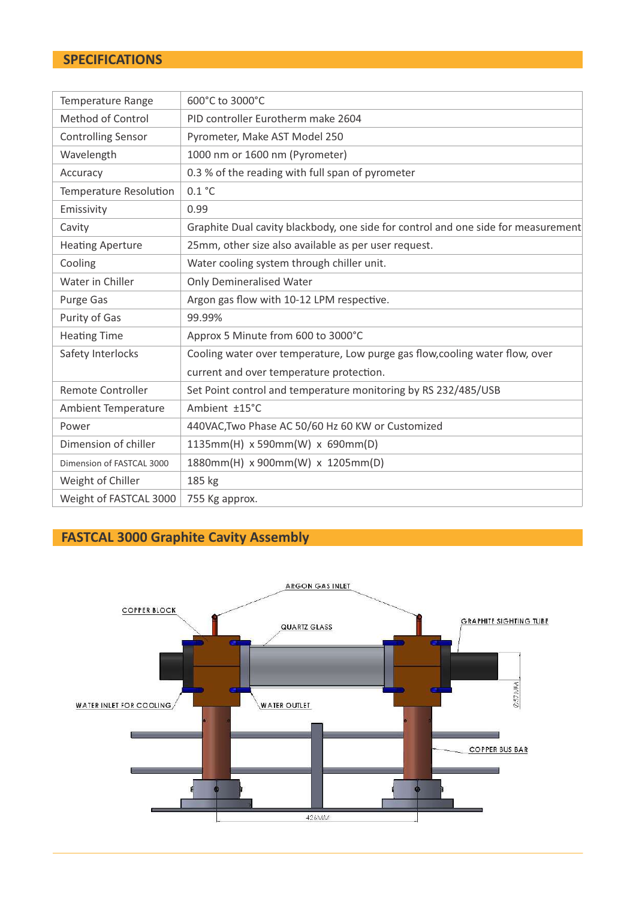## SPECIFICATIONS

| | |
|---|---|
| Temperature Range | 600°C to 3000°C |
| Method of Control | PID controller Eurotherm make 2604 |
| Controlling Sensor | Pyrometer, Make AST Model 250 |
| Wavelength | 1000 nm or 1600 nm (Pyrometer) |
| Accuracy | 0.3 % of the reading with full span of pyrometer |
| Temperature Resolution | 0.1 °C |
| Emissivity | 0.99 |
| Cavity | Graphite Dual cavity blackbody, one side for control and one side for measurement |
| Heating Aperture | 25mm, other size also available as per user request. |
| Cooling | Water cooling system through chiller unit. |
| Water in Chiller | Only Demineralised Water |
| Purge Gas | Argon gas flow with 10-12 LPM respective. |
| Purity of Gas | 99.99% |
| Heating Time | Approx 5 Minute from 600 to 3000°C |
| Safety Interlocks | Cooling water over temperature, Low purge gas flow,cooling water flow, over current and over temperature protection. |
| Remote Controller | Set Point control and temperature monitoring by RS 232/485/USB |
| Ambient Temperature | Ambient ±15°C |
| Power | 440VAC,Two Phase AC 50/60 Hz 60 KW or Customized |
| Dimension of chiller | 1135mm(H) x 590mm(W) x 690mm(D) |
| Dimension of FASTCAL 3000 | 1880mm(H) x 900mm(W) x 1205mm(D) |
| Weight of Chiller | 185 kg |
| Weight of FASTCAL 3000 | 755 Kg approx. |

## FASTCAL 3000 Graphite Cavity Assembly

ARGON GAS INLET

COPPER BLOCK

QUARTZ GLASS

GRAPHITE SIGHTING TUBE

WATER INLET FOR COOLING

WATER OUTLET

Ø57MM

COPPER BUS BAR

426MM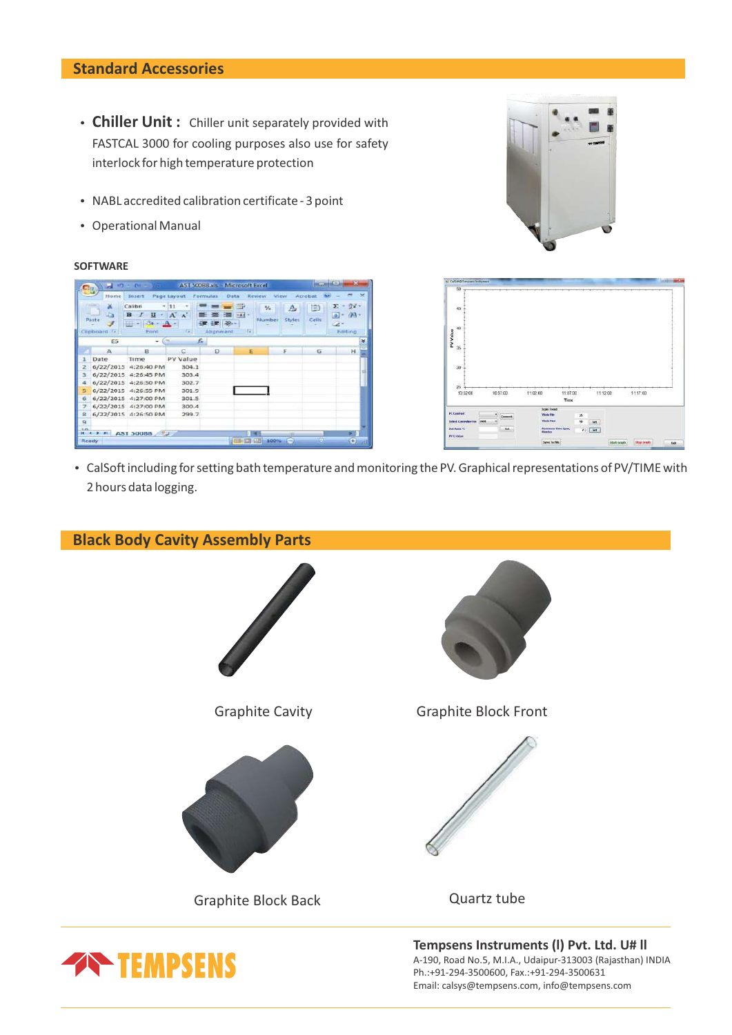## Standard Accessories

- **Chiller Unit :** Chiller unit separately provided with FASTCAL 3000 for cooling purposes also use for safety interlock for high temperature protection
- NABL accredited calibration certificate - 3 point
- Operational Manual

**SOFTWARE**

- CalSoft including for setting bath temperature and monitoring the PV. Graphical representations of PV/TIME with 2 hours data logging.

## Black Body Cavity Assembly Parts

Graphite Cavity

Graphite Block Front

Graphite Block Back

Quartz tube

**Tempsens Instruments (I) Pvt. Ltd. U# II**
A-190, Road No.5, M.I.A., Udaipur-313003 (Rajasthan) INDIA
Ph.:+91-294-3500600, Fax.:+91-294-3500631
Email: calsys@tempsens.com, info@tempsens.com